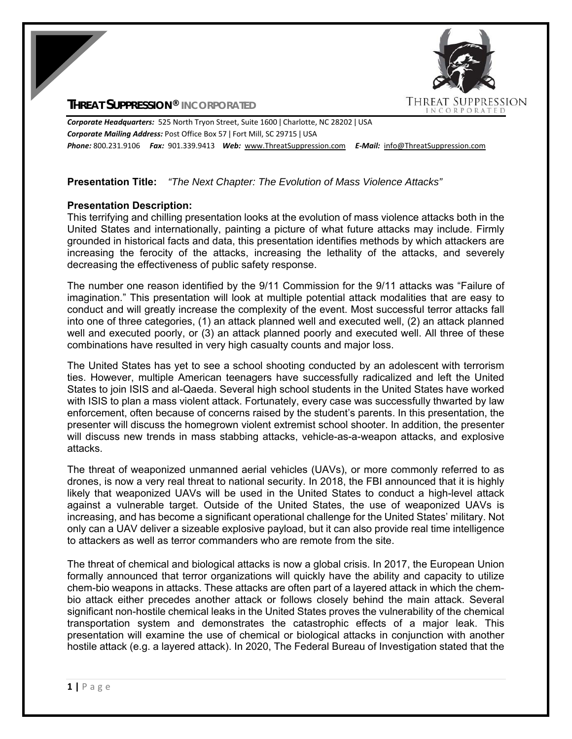# THREAT SUPPRESSION® INCORPORATED

***Corporate Headquarters:*** 525 North Tryon Street, Suite 1600 | Charlotte, NC 28202 | USA
***Corporate Mailing Address:*** Post Office Box 57 | Fort Mill, SC 29715 | USA
***Phone:*** 800.231.9106 ***Fax:*** 901.339.9413 ***Web:*** www.ThreatSuppression.com ***E-Mail:*** info@ThreatSuppression.com

**Presentation Title:** *"The Next Chapter: The Evolution of Mass Violence Attacks"*

**Presentation Description:**

This terrifying and chilling presentation looks at the evolution of mass violence attacks both in the United States and internationally, painting a picture of what future attacks may include. Firmly grounded in historical facts and data, this presentation identifies methods by which attackers are increasing the ferocity of the attacks, increasing the lethality of the attacks, and severely decreasing the effectiveness of public safety response.

The number one reason identified by the 9/11 Commission for the 9/11 attacks was "Failure of imagination." This presentation will look at multiple potential attack modalities that are easy to conduct and will greatly increase the complexity of the event. Most successful terror attacks fall into one of three categories, (1) an attack planned well and executed well, (2) an attack planned well and executed poorly, or (3) an attack planned poorly and executed well. All three of these combinations have resulted in very high casualty counts and major loss.

The United States has yet to see a school shooting conducted by an adolescent with terrorism ties. However, multiple American teenagers have successfully radicalized and left the United States to join ISIS and al-Qaeda. Several high school students in the United States have worked with ISIS to plan a mass violent attack. Fortunately, every case was successfully thwarted by law enforcement, often because of concerns raised by the student's parents. In this presentation, the presenter will discuss the homegrown violent extremist school shooter. In addition, the presenter will discuss new trends in mass stabbing attacks, vehicle-as-a-weapon attacks, and explosive attacks.

The threat of weaponized unmanned aerial vehicles (UAVs), or more commonly referred to as drones, is now a very real threat to national security. In 2018, the FBI announced that it is highly likely that weaponized UAVs will be used in the United States to conduct a high-level attack against a vulnerable target. Outside of the United States, the use of weaponized UAVs is increasing, and has become a significant operational challenge for the United States' military. Not only can a UAV deliver a sizeable explosive payload, but it can also provide real time intelligence to attackers as well as terror commanders who are remote from the site.

The threat of chemical and biological attacks is now a global crisis. In 2017, the European Union formally announced that terror organizations will quickly have the ability and capacity to utilize chem-bio weapons in attacks. These attacks are often part of a layered attack in which the chem-bio attack either precedes another attack or follows closely behind the main attack. Several significant non-hostile chemical leaks in the United States proves the vulnerability of the chemical transportation system and demonstrates the catastrophic effects of a major leak. This presentation will examine the use of chemical or biological attacks in conjunction with another hostile attack (e.g. a layered attack). In 2020, The Federal Bureau of Investigation stated that the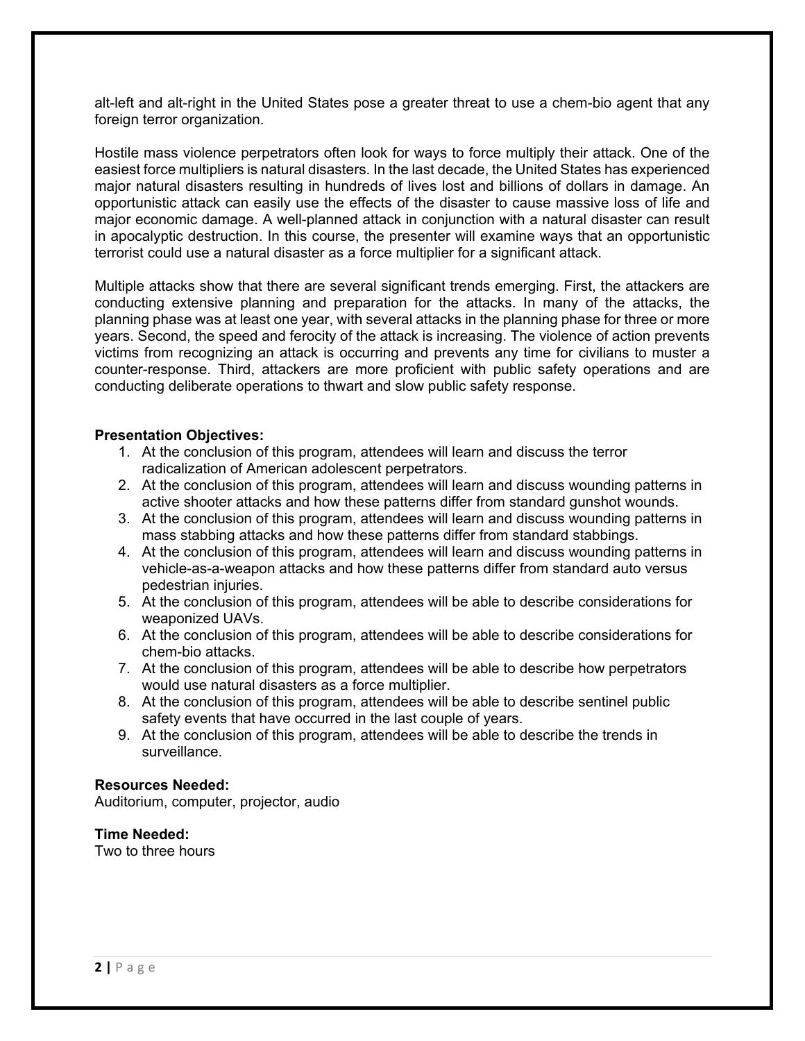alt-left and alt-right in the United States pose a greater threat to use a chem-bio agent that any foreign terror organization.

Hostile mass violence perpetrators often look for ways to force multiply their attack. One of the easiest force multipliers is natural disasters. In the last decade, the United States has experienced major natural disasters resulting in hundreds of lives lost and billions of dollars in damage. An opportunistic attack can easily use the effects of the disaster to cause massive loss of life and major economic damage. A well-planned attack in conjunction with a natural disaster can result in apocalyptic destruction. In this course, the presenter will examine ways that an opportunistic terrorist could use a natural disaster as a force multiplier for a significant attack.

Multiple attacks show that there are several significant trends emerging. First, the attackers are conducting extensive planning and preparation for the attacks. In many of the attacks, the planning phase was at least one year, with several attacks in the planning phase for three or more years. Second, the speed and ferocity of the attack is increasing. The violence of action prevents victims from recognizing an attack is occurring and prevents any time for civilians to muster a counter-response. Third, attackers are more proficient with public safety operations and are conducting deliberate operations to thwart and slow public safety response.

**Presentation Objectives:**

1. At the conclusion of this program, attendees will learn and discuss the terror radicalization of American adolescent perpetrators.
2. At the conclusion of this program, attendees will learn and discuss wounding patterns in active shooter attacks and how these patterns differ from standard gunshot wounds.
3. At the conclusion of this program, attendees will learn and discuss wounding patterns in mass stabbing attacks and how these patterns differ from standard stabbings.
4. At the conclusion of this program, attendees will learn and discuss wounding patterns in vehicle-as-a-weapon attacks and how these patterns differ from standard auto versus pedestrian injuries.
5. At the conclusion of this program, attendees will be able to describe considerations for weaponized UAVs.
6. At the conclusion of this program, attendees will be able to describe considerations for chem-bio attacks.
7. At the conclusion of this program, attendees will be able to describe how perpetrators would use natural disasters as a force multiplier.
8. At the conclusion of this program, attendees will be able to describe sentinel public safety events that have occurred in the last couple of years.
9. At the conclusion of this program, attendees will be able to describe the trends in surveillance.

**Resources Needed:**
Auditorium, computer, projector, audio

**Time Needed:**
Two to three hours